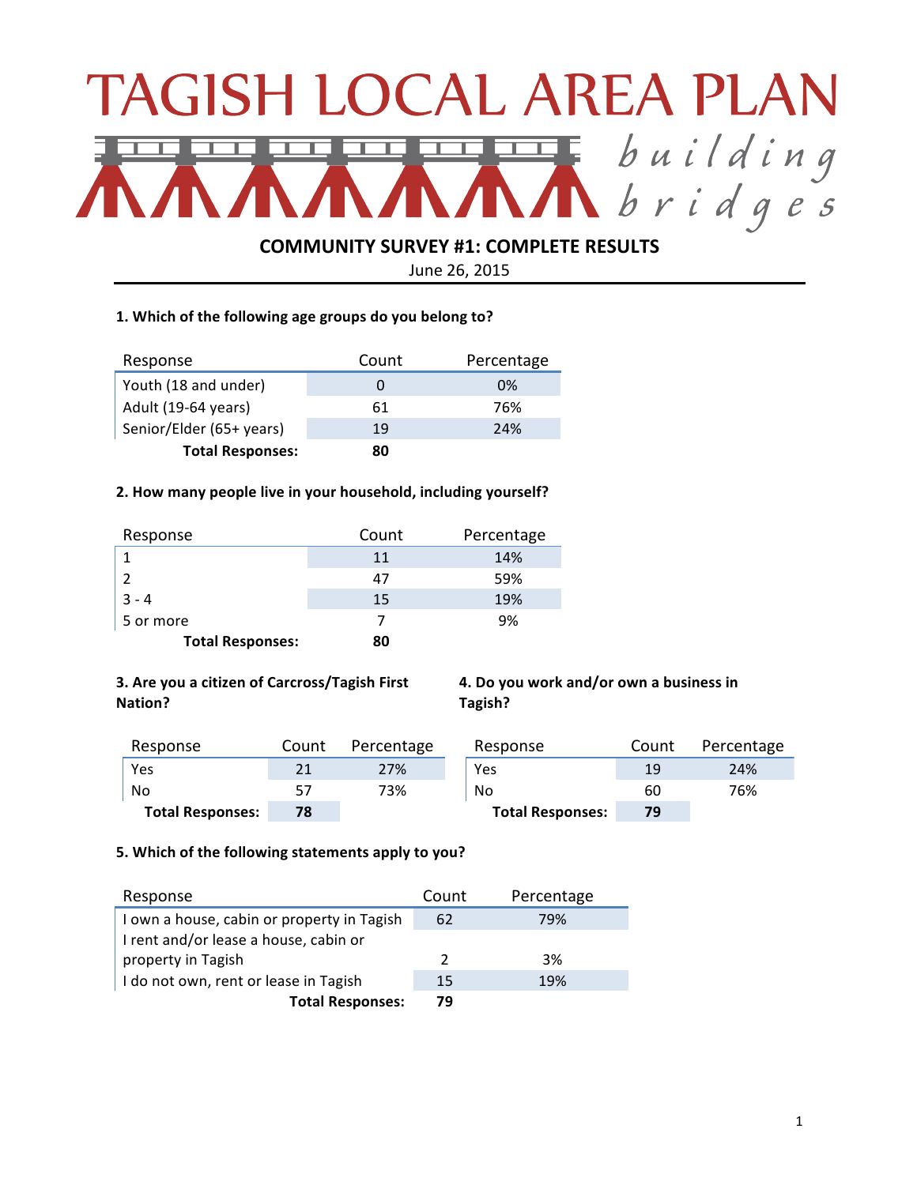# TAGISH LOCAL AREA PLAN

*building bridges*

## COMMUNITY SURVEY #1: COMPLETE RESULTS

June 26, 2015

### 1. Which of the following age groups do you belong to?

| Response | Count | Percentage |
|---|---|---|
| Youth (18 and under) | 0 | 0% |
| Adult (19-64 years) | 61 | 76% |
| Senior/Elder (65+ years) | 19 | 24% |
| **Total Responses:** | **80** | |

### 2. How many people live in your household, including yourself?

| Response | Count | Percentage |
|---|---|---|
| 1 | 11 | 14% |
| 2 | 47 | 59% |
| 3 - 4 | 15 | 19% |
| 5 or more | 7 | 9% |
| **Total Responses:** | **80** | |

### 3. Are you a citizen of Carcross/Tagish First Nation?

| Response | Count | Percentage |
|---|---|---|
| Yes | 21 | 27% |
| No | 57 | 73% |
| **Total Responses:** | **78** | |

### 4. Do you work and/or own a business in Tagish?

| Response | Count | Percentage |
|---|---|---|
| Yes | 19 | 24% |
| No | 60 | 76% |
| **Total Responses:** | **79** | |

### 5. Which of the following statements apply to you?

| Response | Count | Percentage |
|---|---|---|
| I own a house, cabin or property in Tagish | 62 | 79% |
| I rent and/or lease a house, cabin or property in Tagish | 2 | 3% |
| I do not own, rent or lease in Tagish | 15 | 19% |
| **Total Responses:** | **79** | |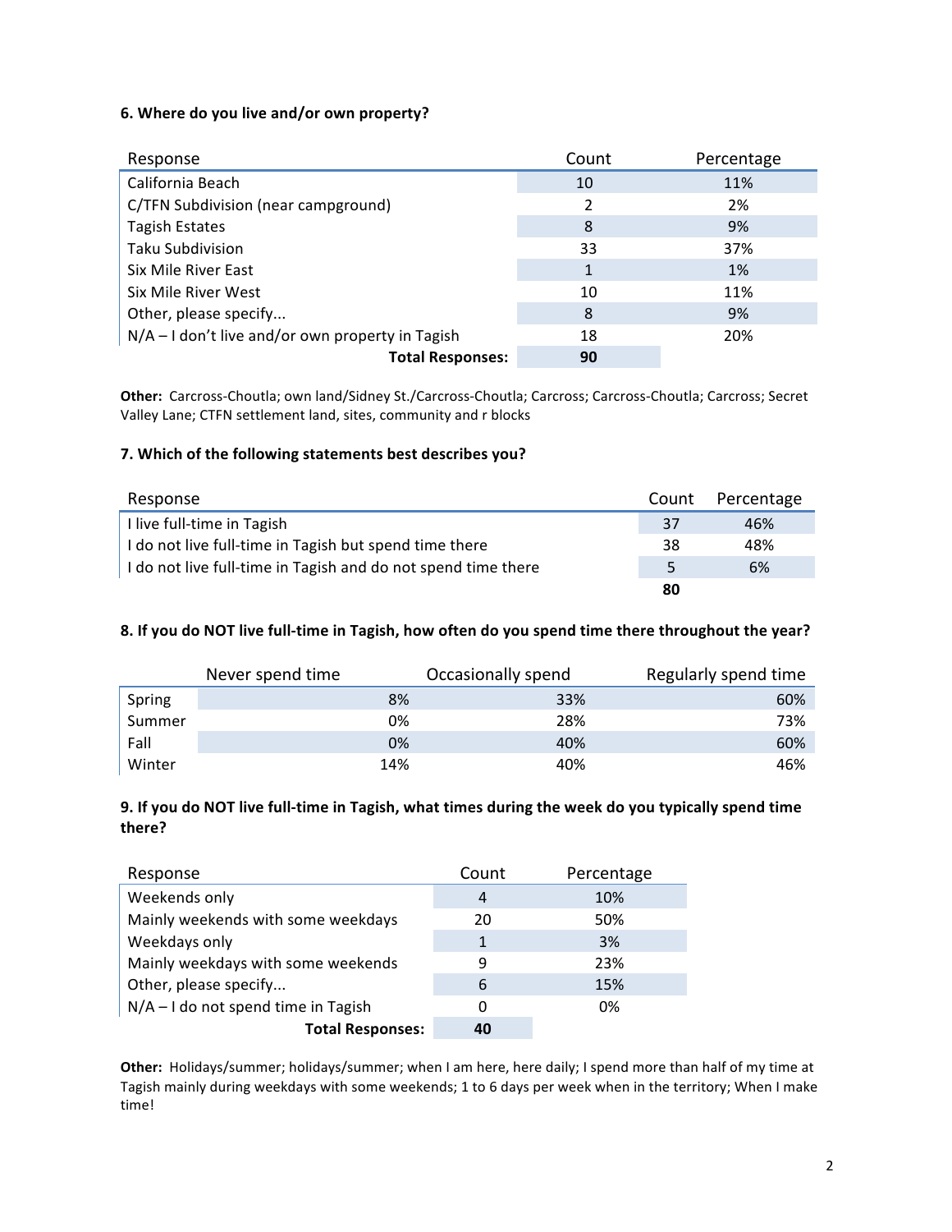**6. Where do you live and/or own property?**

| Response | Count | Percentage |
|---|---|---|
| California Beach | 10 | 11% |
| C/TFN Subdivision (near campground) | 2 | 2% |
| Tagish Estates | 8 | 9% |
| Taku Subdivision | 33 | 37% |
| Six Mile River East | 1 | 1% |
| Six Mile River West | 10 | 11% |
| Other, please specify... | 8 | 9% |
| N/A – I don't live and/or own property in Tagish | 18 | 20% |
| **Total Responses:** | **90** | |

**Other:** Carcross-Choutla; own land/Sidney St./Carcross-Choutla; Carcross; Carcross-Choutla; Carcross; Secret Valley Lane; CTFN settlement land, sites, community and r blocks

**7. Which of the following statements best describes you?**

| Response | Count | Percentage |
|---|---|---|
| I live full-time in Tagish | 37 | 46% |
| I do not live full-time in Tagish but spend time there | 38 | 48% |
| I do not live full-time in Tagish and do not spend time there | 5 | 6% |
| | **80** | |

**8. If you do NOT live full-time in Tagish, how often do you spend time there throughout the year?**

| | Never spend time | Occasionally spend | Regularly spend time |
|---|---|---|---|
| Spring | 8% | 33% | 60% |
| Summer | 0% | 28% | 73% |
| Fall | 0% | 40% | 60% |
| Winter | 14% | 40% | 46% |

**9. If you do NOT live full-time in Tagish, what times during the week do you typically spend time there?**

| Response | Count | Percentage |
|---|---|---|
| Weekends only | 4 | 10% |
| Mainly weekends with some weekdays | 20 | 50% |
| Weekdays only | 1 | 3% |
| Mainly weekdays with some weekends | 9 | 23% |
| Other, please specify... | 6 | 15% |
| N/A – I do not spend time in Tagish | 0 | 0% |
| **Total Responses:** | **40** | |

**Other:** Holidays/summer; holidays/summer; when I am here, here daily; I spend more than half of my time at Tagish mainly during weekdays with some weekends; 1 to 6 days per week when in the territory; When I make time!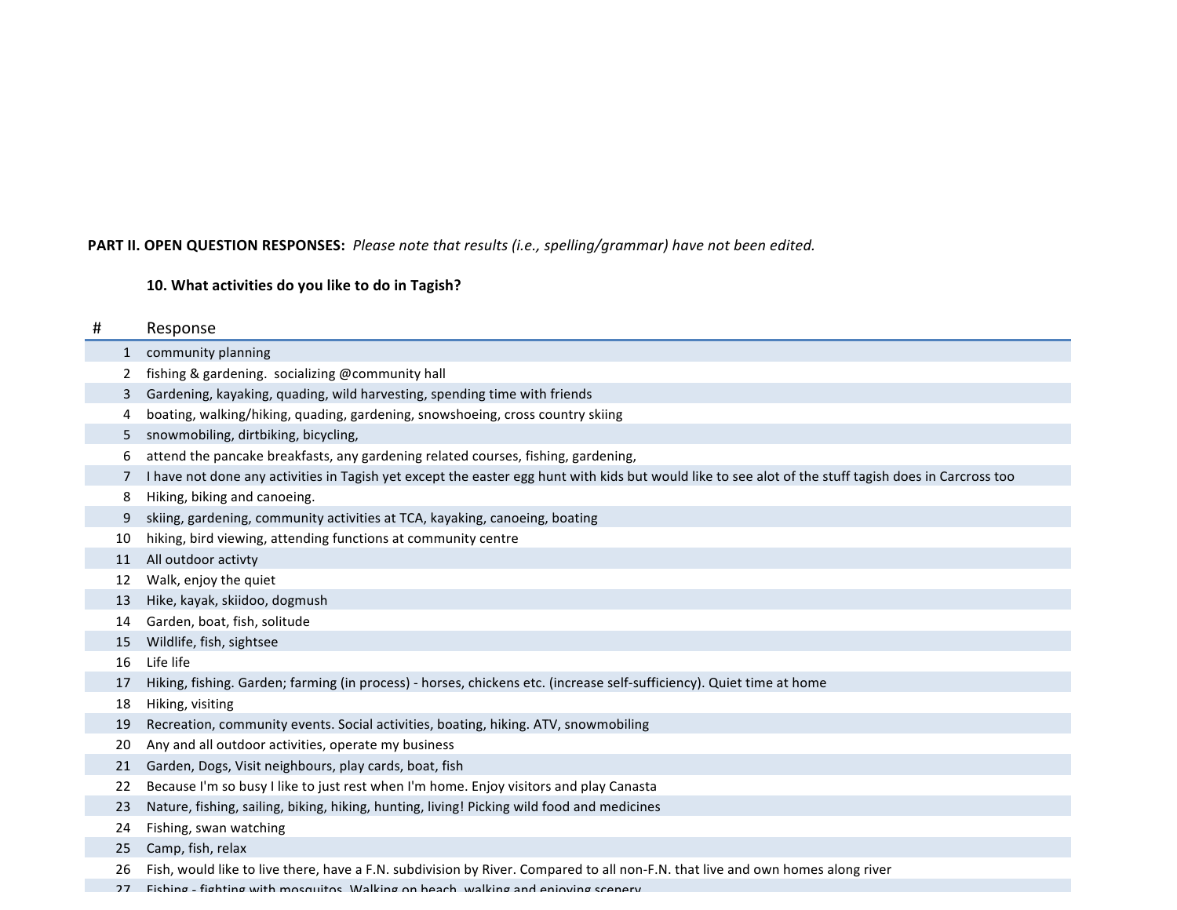**PART II. OPEN QUESTION RESPONSES:** *Please note that results (i.e., spelling/grammar) have not been edited.*

**10. What activities do you like to do in Tagish?**

| # | Response |
|---|---|
| 1 | community planning |
| 2 | fishing & gardening.  socializing @community hall |
| 3 | Gardening, kayaking, quading, wild harvesting, spending time with friends |
| 4 | boating, walking/hiking, quading, gardening, snowshoeing, cross country skiing |
| 5 | snowmobiling, dirtbiking, bicycling, |
| 6 | attend the pancake breakfasts, any gardening related courses, fishing, gardening, |
| 7 | I have not done any activities in Tagish yet except the easter egg hunt with kids but would like to see alot of the stuff tagish does in Carcross too |
| 8 | Hiking, biking and canoeing. |
| 9 | skiing, gardening, community activities at TCA, kayaking, canoeing, boating |
| 10 | hiking, bird viewing, attending functions at community centre |
| 11 | All outdoor activty |
| 12 | Walk, enjoy the quiet |
| 13 | Hike, kayak, skiidoo, dogmush |
| 14 | Garden, boat, fish, solitude |
| 15 | Wildlife, fish, sightsee |
| 16 | Life life |
| 17 | Hiking, fishing. Garden; farming (in process) - horses, chickens etc. (increase self-sufficiency). Quiet time at home |
| 18 | Hiking, visiting |
| 19 | Recreation, community events. Social activities, boating, hiking. ATV, snowmobiling |
| 20 | Any and all outdoor activities, operate my business |
| 21 | Garden, Dogs, Visit neighbours, play cards, boat, fish |
| 22 | Because I'm so busy I like to just rest when I'm home. Enjoy visitors and play Canasta |
| 23 | Nature, fishing, sailing, biking, hiking, hunting, living! Picking wild food and medicines |
| 24 | Fishing, swan watching |
| 25 | Camp, fish, relax |
| 26 | Fish, would like to live there, have a F.N. subdivision by River. Compared to all non-F.N. that live and own homes along river |
| 27 | Fishing - fighting with mosquitos. Walking on beach, walking and enjoying scenery |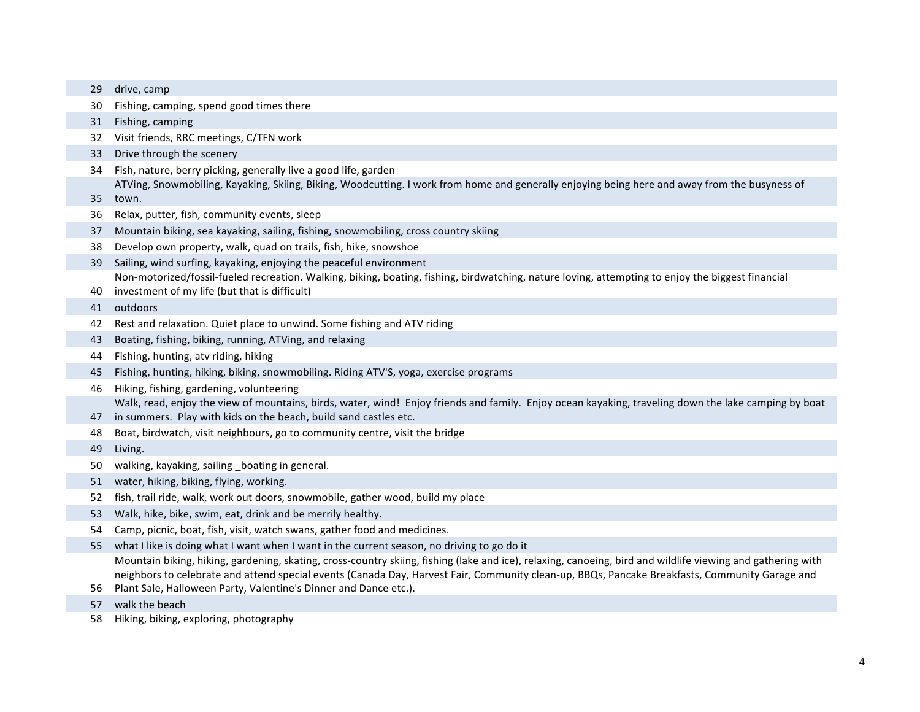| | |
|---|---|
| 29 | drive, camp |
| 30 | Fishing, camping, spend good times there |
| 31 | Fishing, camping |
| 32 | Visit friends, RRC meetings, C/TFN work |
| 33 | Drive through the scenery |
| 34 | Fish, nature, berry picking, generally live a good life, garden |
| 35 | ATVing, Snowmobiling, Kayaking, Skiing, Biking, Woodcutting. I work from home and generally enjoying being here and away from the busyness of town. |
| 36 | Relax, putter, fish, community events, sleep |
| 37 | Mountain biking, sea kayaking, sailing, fishing, snowmobiling, cross country skiing |
| 38 | Develop own property, walk, quad on trails, fish, hike, snowshoe |
| 39 | Sailing, wind surfing, kayaking, enjoying the peaceful environment |
| 40 | Non-motorized/fossil-fueled recreation. Walking, biking, boating, fishing, birdwatching, nature loving, attempting to enjoy the biggest financial investment of my life (but that is difficult) |
| 41 | outdoors |
| 42 | Rest and relaxation. Quiet place to unwind. Some fishing and ATV riding |
| 43 | Boating, fishing, biking, running, ATVing, and relaxing |
| 44 | Fishing, hunting, atv riding, hiking |
| 45 | Fishing, hunting, hiking, biking, snowmobiling. Riding ATV'S, yoga, exercise programs |
| 46 | Hiking, fishing, gardening, volunteering |
| 47 | Walk, read, enjoy the view of mountains, birds, water, wind! Enjoy friends and family. Enjoy ocean kayaking, traveling down the lake camping by boat in summers. Play with kids on the beach, build sand castles etc. |
| 48 | Boat, birdwatch, visit neighbours, go to community centre, visit the bridge |
| 49 | Living. |
| 50 | walking, kayaking, sailing _boating in general. |
| 51 | water, hiking, biking, flying, working. |
| 52 | fish, trail ride, walk, work out doors, snowmobile, gather wood, build my place |
| 53 | Walk, hike, bike, swim, eat, drink and be merrily healthy. |
| 54 | Camp, picnic, boat, fish, visit, watch swans, gather food and medicines. |
| 55 | what I like is doing what I want when I want in the current season, no driving to go do it |
| 56 | Mountain biking, hiking, gardening, skating, cross-country skiing, fishing (lake and ice), relaxing, canoeing, bird and wildlife viewing and gathering with neighbors to celebrate and attend special events (Canada Day, Harvest Fair, Community clean-up, BBQs, Pancake Breakfasts, Community Garage and Plant Sale, Halloween Party, Valentine's Dinner and Dance etc.). |
| 57 | walk the beach |
| 58 | Hiking, biking, exploring, photography |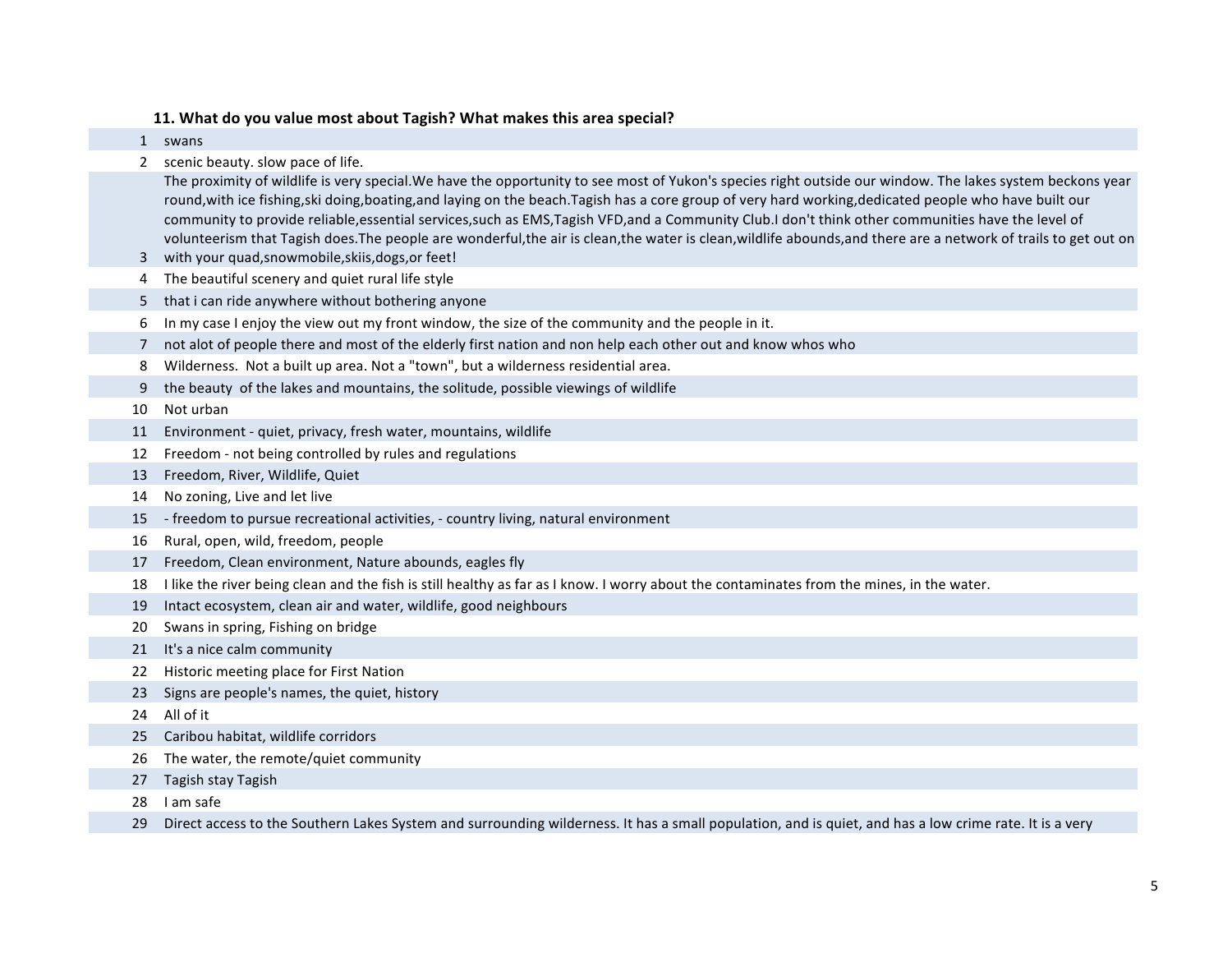### 11. What do you value most about Tagish? What makes this area special?

| | |
|---|---|
| 1 | swans |
| 2 | scenic beauty. slow pace of life. |
| 3 | The proximity of wildlife is very special.We have the opportunity to see most of Yukon's species right outside our window. The lakes system beckons year round,with ice fishing,ski doing,boating,and laying on the beach.Tagish has a core group of very hard working,dedicated people who have built our community to provide reliable,essential services,such as EMS,Tagish VFD,and a Community Club.I don't think other communities have the level of volunteerism that Tagish does.The people are wonderful,the air is clean,the water is clean,wildlife abounds,and there are a network of trails to get out on with your quad,snowmobile,skiis,dogs,or feet! |
| 4 | The beautiful scenery and quiet rural life style |
| 5 | that i can ride anywhere without bothering anyone |
| 6 | In my case I enjoy the view out my front window, the size of the community and the people in it. |
| 7 | not alot of people there and most of the elderly first nation and non help each other out and know whos who |
| 8 | Wilderness. Not a built up area. Not a "town", but a wilderness residential area. |
| 9 | the beauty of the lakes and mountains, the solitude, possible viewings of wildlife |
| 10 | Not urban |
| 11 | Environment - quiet, privacy, fresh water, mountains, wildlife |
| 12 | Freedom - not being controlled by rules and regulations |
| 13 | Freedom, River, Wildlife, Quiet |
| 14 | No zoning, Live and let live |
| 15 | - freedom to pursue recreational activities, - country living, natural environment |
| 16 | Rural, open, wild, freedom, people |
| 17 | Freedom, Clean environment, Nature abounds, eagles fly |
| 18 | I like the river being clean and the fish is still healthy as far as I know. I worry about the contaminates from the mines, in the water. |
| 19 | Intact ecosystem, clean air and water, wildlife, good neighbours |
| 20 | Swans in spring, Fishing on bridge |
| 21 | It's a nice calm community |
| 22 | Historic meeting place for First Nation |
| 23 | Signs are people's names, the quiet, history |
| 24 | All of it |
| 25 | Caribou habitat, wildlife corridors |
| 26 | The water, the remote/quiet community |
| 27 | Tagish stay Tagish |
| 28 | I am safe |
| 29 | Direct access to the Southern Lakes System and surrounding wilderness. It has a small population, and is quiet, and has a low crime rate. It is a very |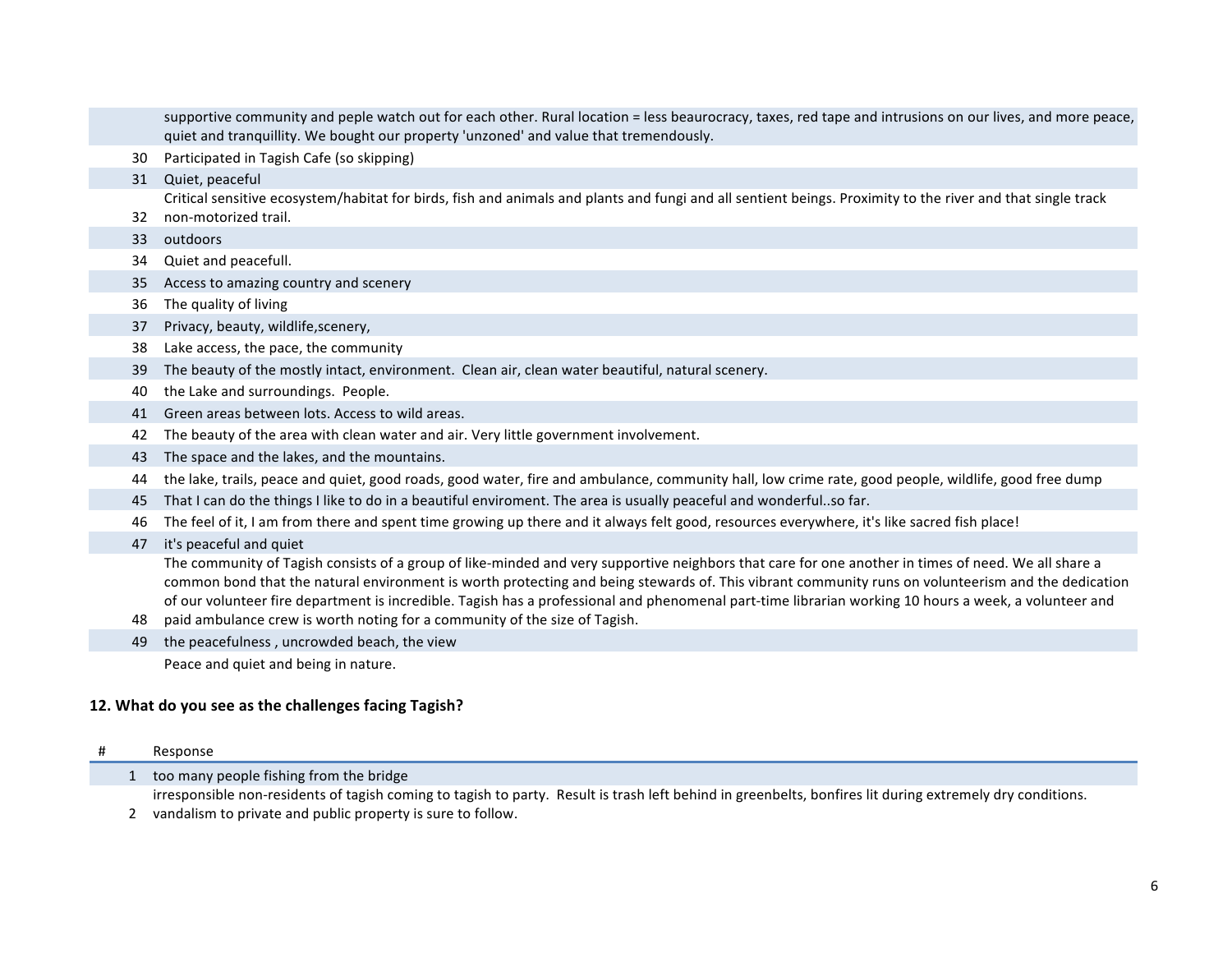| # | Response |
|---|---|
| | supportive community and peple watch out for each other. Rural location = less beaurocracy, taxes, red tape and intrusions on our lives, and more peace, quiet and tranquillity. We bought our property 'unzoned' and value that tremendously. |
| 30 | Participated in Tagish Cafe (so skipping) |
| 31 | Quiet, peaceful |
| 32 | Critical sensitive ecosystem/habitat for birds, fish and animals and plants and fungi and all sentient beings. Proximity to the river and that single track non-motorized trail. |
| 33 | outdoors |
| 34 | Quiet and peacefull. |
| 35 | Access to amazing country and scenery |
| 36 | The quality of living |
| 37 | Privacy, beauty, wildlife,scenery, |
| 38 | Lake access, the pace, the community |
| 39 | The beauty of the mostly intact, environment. Clean air, clean water beautiful, natural scenery. |
| 40 | the Lake and surroundings. People. |
| 41 | Green areas between lots. Access to wild areas. |
| 42 | The beauty of the area with clean water and air. Very little government involvement. |
| 43 | The space and the lakes, and the mountains. |
| 44 | the lake, trails, peace and quiet, good roads, good water, fire and ambulance, community hall, low crime rate, good people, wildlife, good free dump |
| 45 | That I can do the things I like to do in a beautiful enviroment. The area is usually peaceful and wonderful..so far. |
| 46 | The feel of it, I am from there and spent time growing up there and it always felt good, resources everywhere, it's like sacred fish place! |
| 47 | it's peaceful and quiet |
| 48 | The community of Tagish consists of a group of like-minded and very supportive neighbors that care for one another in times of need. We all share a common bond that the natural environment is worth protecting and being stewards of. This vibrant community runs on volunteerism and the dedication of our volunteer fire department is incredible. Tagish has a professional and phenomenal part-time librarian working 10 hours a week, a volunteer and paid ambulance crew is worth noting for a community of the size of Tagish. |
| 49 | the peacefulness , uncrowded beach, the view |
| | Peace and quiet and being in nature. |

### 12. What do you see as the challenges facing Tagish?

| # | Response |
|---|---|
| 1 | too many people fishing from the bridge |
| 2 | irresponsible non-residents of tagish coming to tagish to party. Result is trash left behind in greenbelts, bonfires lit during extremely dry conditions. vandalism to private and public property is sure to follow. |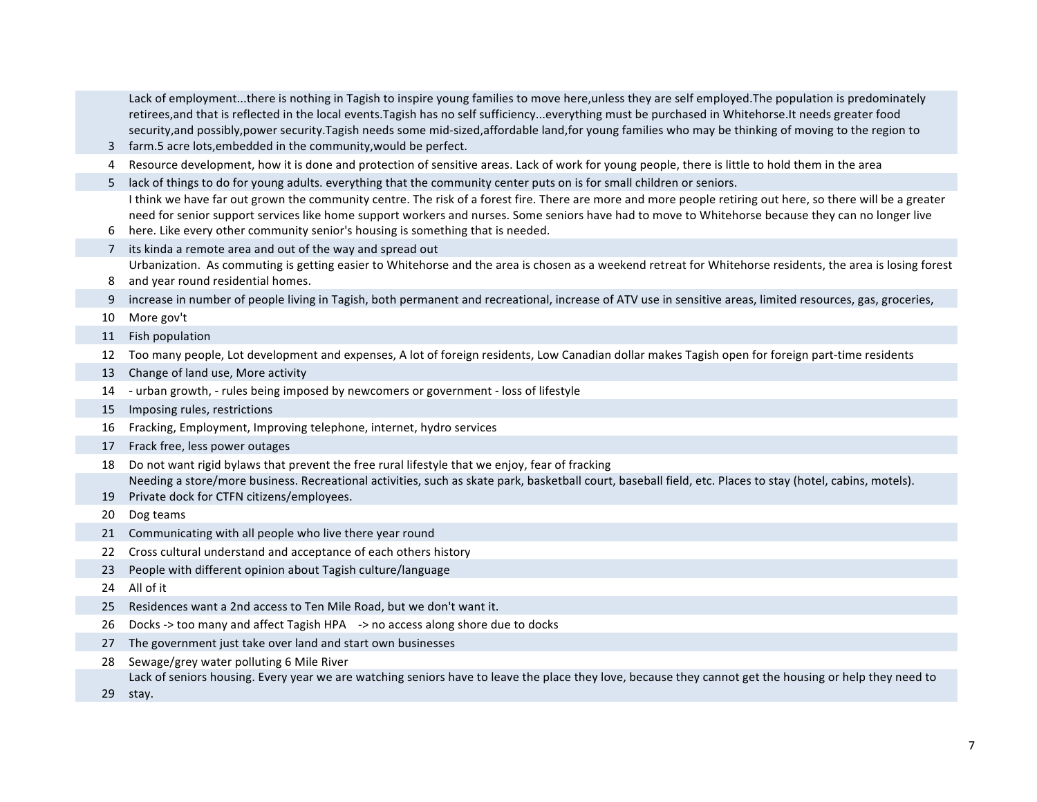| | |
|---|---|
| 3 | Lack of employment...there is nothing in Tagish to inspire young families to move here,unless they are self employed.The population is predominately retirees,and that is reflected in the local events.Tagish has no self sufficiency...everything must be purchased in Whitehorse.It needs greater food security,and possibly,power security.Tagish needs some mid-sized,affordable land,for young families who may be thinking of moving to the region to farm.5 acre lots,embedded in the community,would be perfect. |
| 4 | Resource development, how it is done and protection of sensitive areas. Lack of work for young people, there is little to hold them in the area |
| 5 | lack of things to do for young adults. everything that the community center puts on is for small children or seniors. |
| 6 | I think we have far out grown the community centre. The risk of a forest fire. There are more and more people retiring out here, so there will be a greater need for senior support services like home support workers and nurses. Some seniors have had to move to Whitehorse because they can no longer live here. Like every other community senior's housing is something that is needed. |
| 7 | its kinda a remote area and out of the way and spread out |
| 8 | Urbanization. As commuting is getting easier to Whitehorse and the area is chosen as a weekend retreat for Whitehorse residents, the area is losing forest and year round residential homes. |
| 9 | increase in number of people living in Tagish, both permanent and recreational, increase of ATV use in sensitive areas, limited resources, gas, groceries, |
| 10 | More gov't |
| 11 | Fish population |
| 12 | Too many people, Lot development and expenses, A lot of foreign residents, Low Canadian dollar makes Tagish open for foreign part-time residents |
| 13 | Change of land use, More activity |
| 14 | - urban growth, - rules being imposed by newcomers or government - loss of lifestyle |
| 15 | Imposing rules, restrictions |
| 16 | Fracking, Employment, Improving telephone, internet, hydro services |
| 17 | Frack free, less power outages |
| 18 | Do not want rigid bylaws that prevent the free rural lifestyle that we enjoy, fear of fracking |
| 19 | Needing a store/more business. Recreational activities, such as skate park, basketball court, baseball field, etc. Places to stay (hotel, cabins, motels). Private dock for CTFN citizens/employees. |
| 20 | Dog teams |
| 21 | Communicating with all people who live there year round |
| 22 | Cross cultural understand and acceptance of each others history |
| 23 | People with different opinion about Tagish culture/language |
| 24 | All of it |
| 25 | Residences want a 2nd access to Ten Mile Road, but we don't want it. |
| 26 | Docks -> too many and affect Tagish HPA -> no access along shore due to docks |
| 27 | The government just take over land and start own businesses |
| 28 | Sewage/grey water polluting 6 Mile River |
| 29 | Lack of seniors housing. Every year we are watching seniors have to leave the place they love, because they cannot get the housing or help they need to stay. |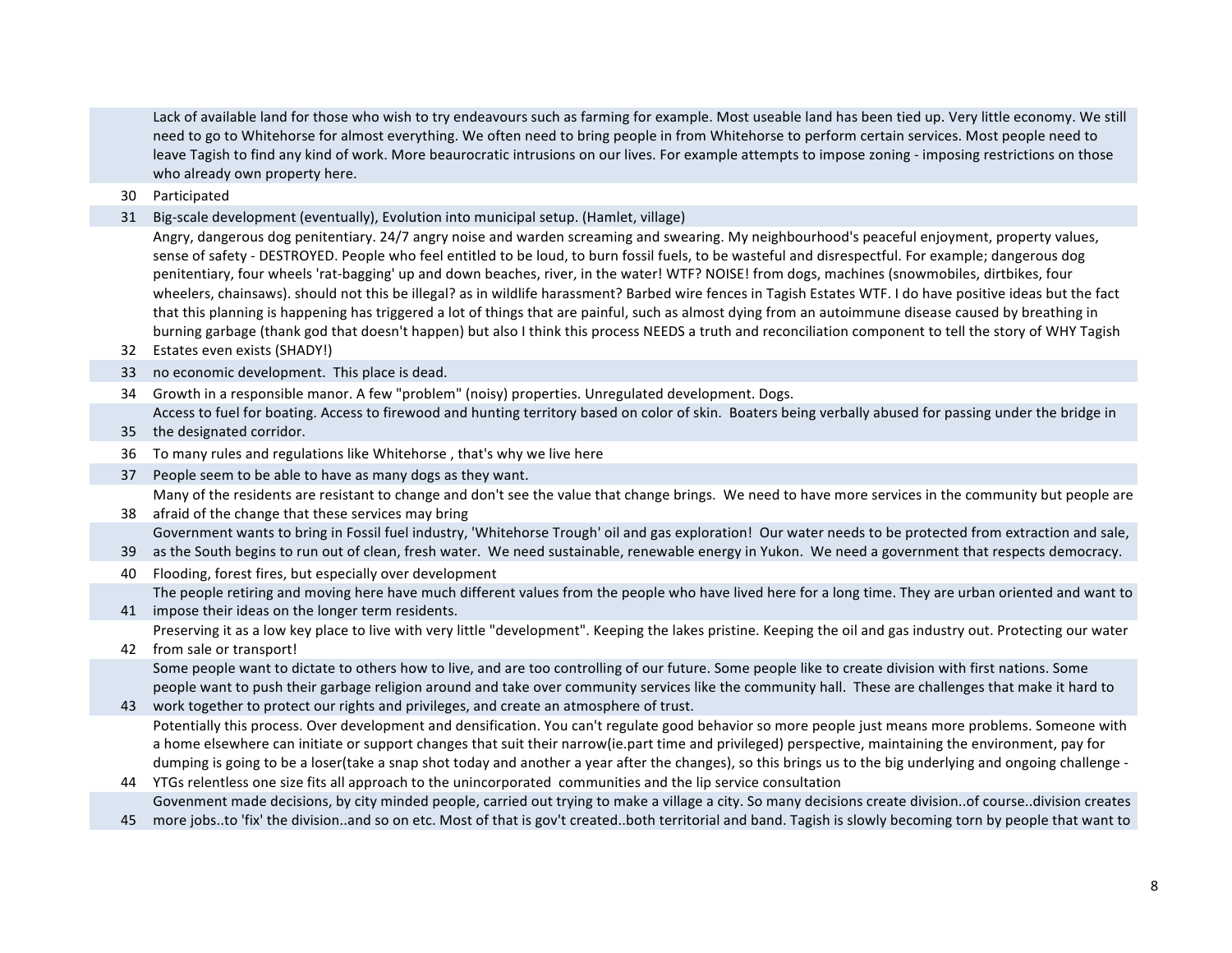| # | Response |
|---|---|
| | Lack of available land for those who wish to try endeavours such as farming for example. Most useable land has been tied up. Very little economy. We still need to go to Whitehorse for almost everything. We often need to bring people in from Whitehorse to perform certain services. Most people need to leave Tagish to find any kind of work. More beaucrocratic intrusions on our lives. For example attempts to impose zoning - imposing restrictions on those who already own property here. |
| 30 | Participated |
| 31 | Big-scale development (eventually), Evolution into municipal setup. (Hamlet, village) |
| 32 | Angry, dangerous dog penitentiary. 24/7 angry noise and warden screaming and swearing. My neighbourhood's peaceful enjoyment, property values, sense of safety - DESTROYED. People who feel entitled to be loud, to burn fossil fuels, to be wasteful and disrespectful. For example; dangerous dog penitentiary, four wheels 'rat-bagging' up and down beaches, river, in the water! WTF? NOISE! from dogs, machines (snowmobiles, dirtbikes, four wheelers, chainsaws). should not this be illegal? as in wildlife harassment? Barbed wire fences in Tagish Estates WTF. I do have positive ideas but the fact that this planning is happening has triggered a lot of things that are painful, such as almost dying from an autoimmune disease caused by breathing in burning garbage (thank god that doesn't happen) but also I think this process NEEDS a truth and reconciliation component to tell the story of WHY Tagish Estates even exists (SHADY!) |
| 33 | no economic development. This place is dead. |
| 34 | Growth in a responsible manor. A few "problem" (noisy) properties. Unregulated development. Dogs. |
| 35 | Access to fuel for boating. Access to firewood and hunting territory based on color of skin. Boaters being verbally abused for passing under the bridge in the designated corridor. |
| 36 | To many rules and regulations like Whitehorse , that's why we live here |
| 37 | People seem to be able to have as many dogs as they want. |
| 38 | Many of the residents are resistant to change and don't see the value that change brings. We need to have more services in the community but people are afraid of the change that these services may bring |
| 39 | Government wants to bring in Fossil fuel industry, 'Whitehorse Trough' oil and gas exploration! Our water needs to be protected from extraction and sale, as the South begins to run out of clean, fresh water. We need sustainable, renewable energy in Yukon. We need a government that respects democracy. |
| 40 | Flooding, forest fires, but especially over development |
| 41 | The people retiring and moving here have much different values from the people who have lived here for a long time. They are urban oriented and want to impose their ideas on the longer term residents. |
| 42 | Preserving it as a low key place to live with very little "development". Keeping the lakes pristine. Keeping the oil and gas industry out. Protecting our water from sale or transport! |
| 43 | Some people want to dictate to others how to live, and are too controlling of our future. Some people like to create division with first nations. Some people want to push their garbage religion around and take over community services like the community hall. These are challenges that make it hard to work together to protect our rights and privileges, and create an atmosphere of trust. |
| 44 | Potentially this process. Over development and densification. You can't regulate good behavior so more people just means more problems. Someone with a home elsewhere can initiate or support changes that suit their narrow(ie.part time and privileged) perspective, maintaining the environment, pay for dumping is going to be a loser(take a snap shot today and another a year after the changes), so this brings us to the big underlying and ongoing challenge - YTGs relentless one size fits all approach to the unincorporated communities and the lip service consultation |
| 45 | Govenment made decisions, by city minded people, carried out trying to make a village a city. So many decisions create division..of course..division creates more jobs..to 'fix' the division..and so on etc. Most of that is gov't created..both territorial and band. Tagish is slowly becoming torn by people that want to |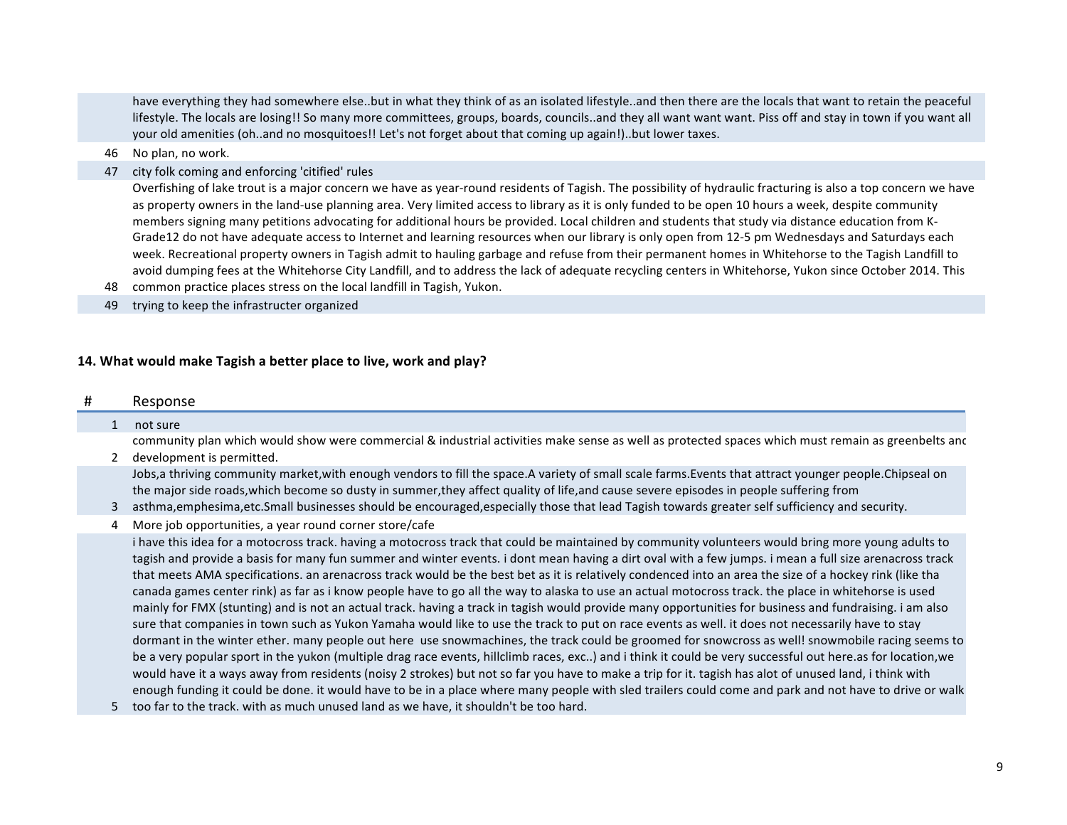| # | Response |
|---|---|
| | have everything they had somewhere else..but in what they think of as an isolated lifestyle..and then there are the locals that want to retain the peaceful lifestyle. The locals are losing!! So many more committees, groups, boards, councils..and they all want want want. Piss off and stay in town if you want all your old amenities (oh..and no mosquitoes!! Let's not forget about that coming up again!)..but lower taxes. |
| 46 | No plan, no work. |
| 47 | city folk coming and enforcing 'citified' rules |
| 48 | Overfishing of lake trout is a major concern we have as year-round residents of Tagish. The possibility of hydraulic fracturing is also a top concern we have as property owners in the land-use planning area. Very limited access to library as it is only funded to be open 10 hours a week, despite community members signing many petitions advocating for additional hours be provided. Local children and students that study via distance education from K-Grade12 do not have adequate access to Internet and learning resources when our library is only open from 12-5 pm Wednesdays and Saturdays each week. Recreational property owners in Tagish admit to hauling garbage and refuse from their permanent homes in Whitehorse to the Tagish Landfill to avoid dumping fees at the Whitehorse City Landfill, and to address the lack of adequate recycling centers in Whitehorse, Yukon since October 2014. This common practice places stress on the local landfill in Tagish, Yukon. |
| 49 | trying to keep the infrastructer organized |

**14. What would make Tagish a better place to live, work and play?**

| # | Response |
|---|---|
| 1 | not sure |
| 2 | community plan which would show were commercial & industrial activities make sense as well as protected spaces which must remain as greenbelts anc development is permitted. |
| 3 | Jobs,a thriving community market,with enough vendors to fill the space.A variety of small scale farms.Events that attract younger people.Chipseal on the major side roads,which become so dusty in summer,they affect quality of life,and cause severe episodes in people suffering from asthma,emphesima,etc.Small businesses should be encouraged,especially those that lead Tagish towards greater self sufficiency and security. |
| 4 | More job opportunities, a year round corner store/cafe |
| 5 | i have this idea for a motocross track. having a motocross track that could be maintained by community volunteers would bring more young adults to tagish and provide a basis for many fun summer and winter events. i dont mean having a dirt oval with a few jumps. i mean a full size arenacross track that meets AMA specifications. an arenacross track would be the best bet as it is relatively condenced into an area the size of a hockey rink (like tha canada games center rink) as far as i know people have to go all the way to alaska to use an actual motocross track. the place in whitehorse is used mainly for FMX (stunting) and is not an actual track. having a track in tagish would provide many opportunities for business and fundraising. i am also sure that companies in town such as Yukon Yamaha would like to use the track to put on race events as well. it does not necessarily have to stay dormant in the winter ether. many people out here use snowmachines, the track could be groomed for snowcross as well! snowmobile racing seems to be a very popular sport in the yukon (multiple drag race events, hillclimb races, exc..) and i think it could be very successful out here.as for location,we would have it a ways away from residents (noisy 2 strokes) but not so far you have to make a trip for it. tagish has alot of unused land, i think with enough funding it could be done. it would have to be in a place where many people with sled trailers could come and park and not have to drive or walk too far to the track. with as much unused land as we have, it shouldn't be too hard. |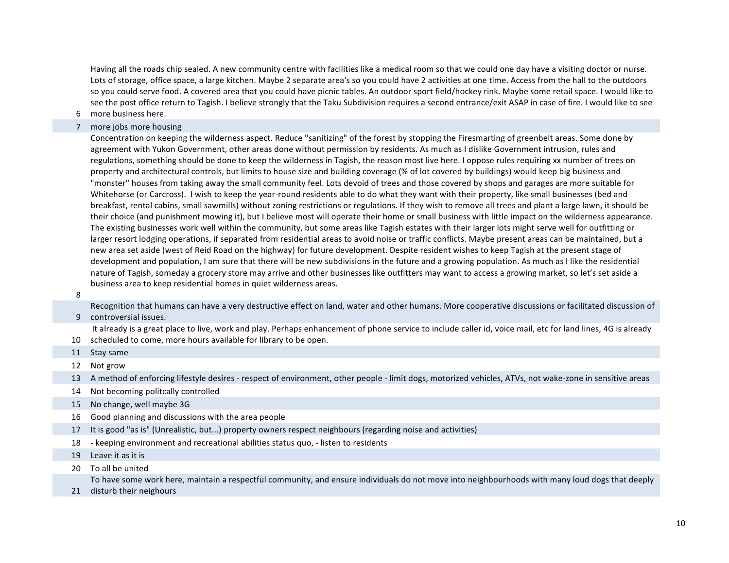| | |
|---|---|
| 6 | Having all the roads chip sealed. A new community centre with facilities like a medical room so that we could one day have a visiting doctor or nurse. Lots of storage, office space, a large kitchen. Maybe 2 separate area's so you could have 2 activities at one time. Access from the hall to the outdoors so you could serve food. A covered area that you could have picnic tables. An outdoor sport field/hockey rink. Maybe some retail space. I would like to see the post office return to Tagish. I believe strongly that the Taku Subdivision requires a second entrance/exit ASAP in case of fire. I would like to see more business here. |
| 7 | more jobs more housing |
| 8 | Concentration on keeping the wilderness aspect. Reduce "sanitizing" of the forest by stopping the Firesmarting of greenbelt areas. Some done by agreement with Yukon Government, other areas done without permission by residents. As much as I dislike Government intrusion, rules and regulations, something should be done to keep the wilderness in Tagish, the reason most live here. I oppose rules requiring xx number of trees on property and architectural controls, but limits to house size and building coverage (% of lot covered by buildings) would keep big business and "monster" houses from taking away the small community feel. Lots devoid of trees and those covered by shops and garages are more suitable for Whitehorse (or Carcross). I wish to keep the year-round residents able to do what they want with their property, like small businesses (bed and breakfast, rental cabins, small sawmills) without zoning restrictions or regulations. If they wish to remove all trees and plant a large lawn, it should be their choice (and punishment mowing it), but I believe most will operate their home or small business with little impact on the wilderness appearance. The existing businesses work well within the community, but some areas like Tagish estates with their larger lots might serve well for outfitting or larger resort lodging operations, if separated from residential areas to avoid noise or traffic conflicts. Maybe present areas can be maintained, but a new area set aside (west of Reid Road on the highway) for future development. Despite resident wishes to keep Tagish at the present stage of development and population, I am sure that there will be new subdivisions in the future and a growing population. As much as I like the residential nature of Tagish, someday a grocery store may arrive and other businesses like outfitters may want to access a growing market, so let's set aside a business area to keep residential homes in quiet wilderness areas. |
| 9 | Recognition that humans can have a very destructive effect on land, water and other humans. More cooperative discussions or facilitated discussion of controversial issues. |
| 10 | It already is a great place to live, work and play. Perhaps enhancement of phone service to include caller id, voice mail, etc for land lines, 4G is already scheduled to come, more hours available for library to be open. |
| 11 | Stay same |
| 12 | Not grow |
| 13 | A method of enforcing lifestyle desires - respect of environment, other people - limit dogs, motorized vehicles, ATVs, not wake-zone in sensitive areas |
| 14 | Not becoming politcally controlled |
| 15 | No change, well maybe 3G |
| 16 | Good planning and discussions with the area people |
| 17 | It is good "as is" (Unrealistic, but...) property owners respect neighbours (regarding noise and activities) |
| 18 | - keeping environment and recreational abilities status quo, - listen to residents |
| 19 | Leave it as it is |
| 20 | To all be united |
| 21 | To have some work here, maintain a respectful community, and ensure individuals do not move into neighbourhoods with many loud dogs that deeply disturb their neighours |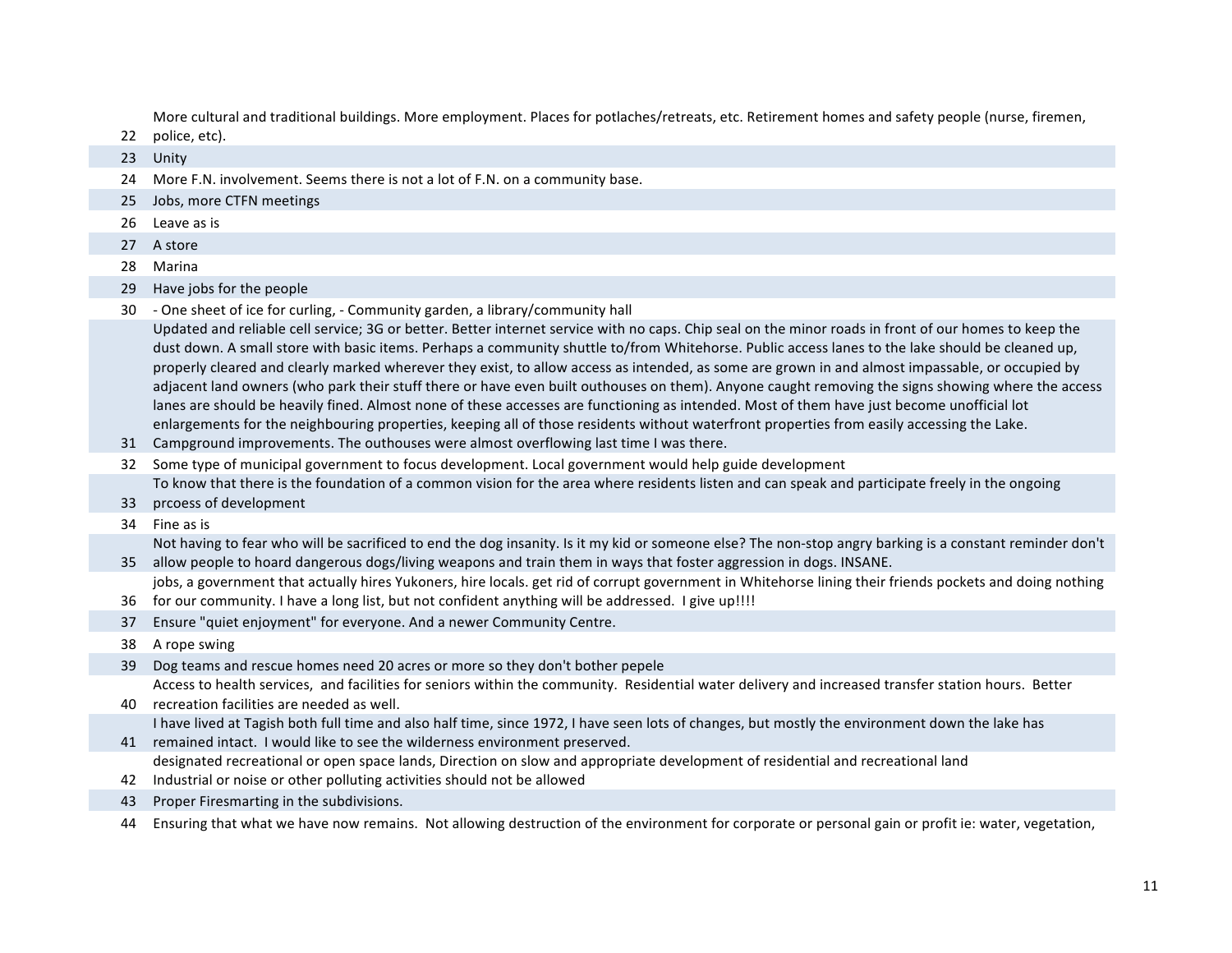| | |
|---|---|
| 22 | More cultural and traditional buildings. More employment. Places for potlaches/retreats, etc. Retirement homes and safety people (nurse, firemen, police, etc). |
| 23 | Unity |
| 24 | More F.N. involvement. Seems there is not a lot of F.N. on a community base. |
| 25 | Jobs, more CTFN meetings |
| 26 | Leave as is |
| 27 | A store |
| 28 | Marina |
| 29 | Have jobs for the people |
| 30 | - One sheet of ice for curling, - Community garden, a library/community hall |
| 31 | Updated and reliable cell service; 3G or better. Better internet service with no caps. Chip seal on the minor roads in front of our homes to keep the dust down. A small store with basic items. Perhaps a community shuttle to/from Whitehorse. Public access lanes to the lake should be cleaned up, properly cleared and clearly marked wherever they exist, to allow access as intended, as some are grown in and almost impassable, or occupied by adjacent land owners (who park their stuff there or have even built outhouses on them). Anyone caught removing the signs showing where the access lanes are should be heavily fined. Almost none of these accesses are functioning as intended. Most of them have just become unofficial lot enlargements for the neighbouring properties, keeping all of those residents without waterfront properties from easily accessing the Lake. Campground improvements. The outhouses were almost overflowing last time I was there. |
| 32 | Some type of municipal government to focus development. Local government would help guide development |
| 33 | To know that there is the foundation of a common vision for the area where residents listen and can speak and participate freely in the ongoing prcoess of development |
| 34 | Fine as is |
| 35 | Not having to fear who will be sacrificed to end the dog insanity. Is it my kid or someone else? The non-stop angry barking is a constant reminder don't allow people to hoard dangerous dogs/living weapons and train them in ways that foster aggression in dogs. INSANE. |
| 36 | jobs, a government that actually hires Yukoners, hire locals. get rid of corrupt government in Whitehorse lining their friends pockets and doing nothing for our community. I have a long list, but not confident anything will be addressed. I give up!!!! |
| 37 | Ensure "quiet enjoyment" for everyone. And a newer Community Centre. |
| 38 | A rope swing |
| 39 | Dog teams and rescue homes need 20 acres or more so they don't bother pepele |
| 40 | Access to health services, and facilities for seniors within the community. Residential water delivery and increased transfer station hours. Better recreation facilities are needed as well. |
| 41 | I have lived at Tagish both full time and also half time, since 1972, I have seen lots of changes, but mostly the environment down the lake has remained intact. I would like to see the wilderness environment preserved. |
| 42 | designated recreational or open space lands, Direction on slow and appropriate development of residential and recreational land Industrial or noise or other polluting activities should not be allowed |
| 43 | Proper Firesmarting in the subdivisions. |
| 44 | Ensuring that what we have now remains. Not allowing destruction of the environment for corporate or personal gain or profit ie: water, vegetation, |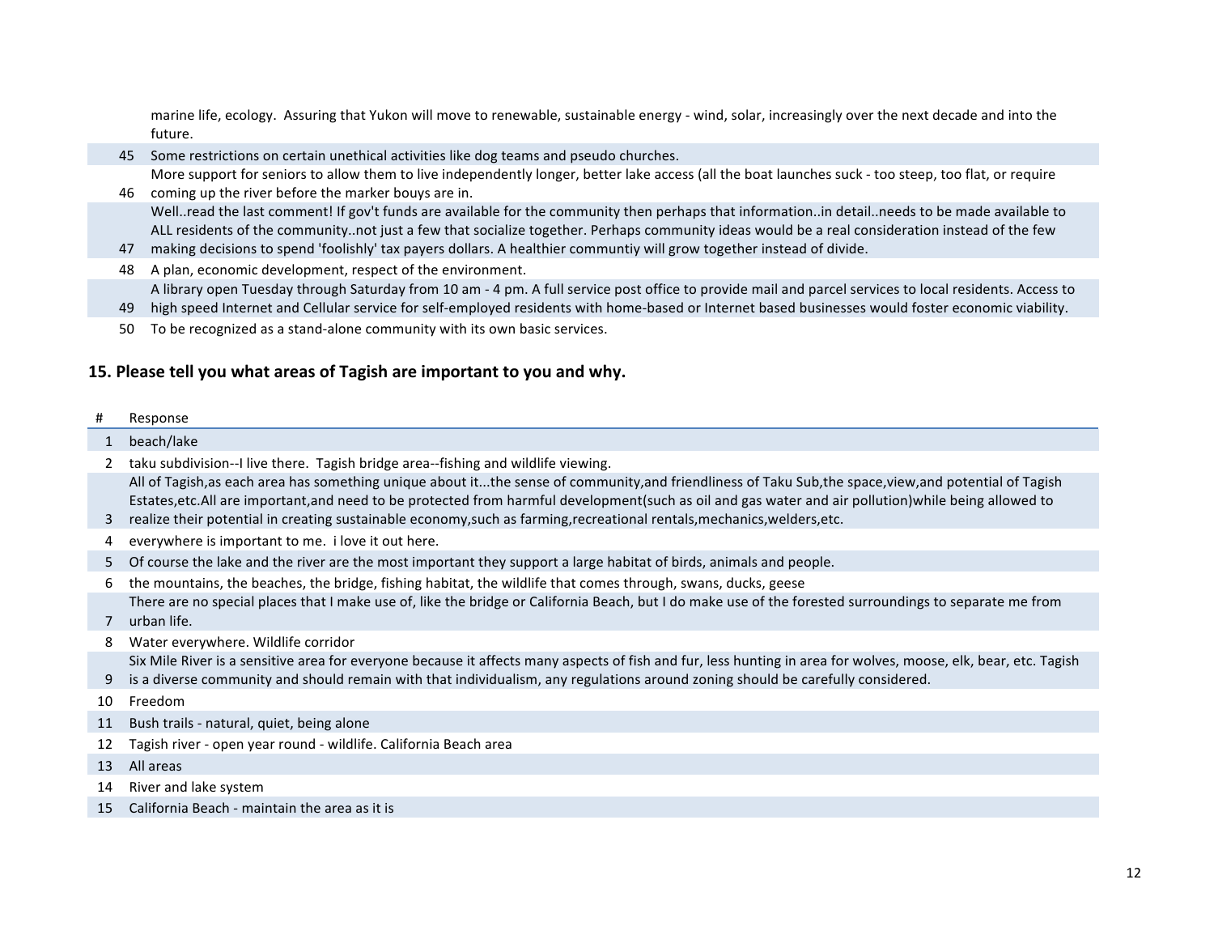| # | Response |
|---|---|
| | marine life, ecology. Assuring that Yukon will move to renewable, sustainable energy - wind, solar, increasingly over the next decade and into the future. |
| 45 | Some restrictions on certain unethical activities like dog teams and pseudo churches. |
| 46 | More support for seniors to allow them to live independently longer, better lake access (all the boat launches suck - too steep, too flat, or require coming up the river before the marker bouys are in. |
| 47 | Well..read the last comment! If gov't funds are available for the community then perhaps that information..in detail..needs to be made available to ALL residents of the community..not just a few that socialize together. Perhaps community ideas would be a real consideration instead of the few making decisions to spend 'foolishly' tax payers dollars. A healthier communtiy will grow together instead of divide. |
| 48 | A plan, economic development, respect of the environment. |
| 49 | A library open Tuesday through Saturday from 10 am - 4 pm. A full service post office to provide mail and parcel services to local residents. Access to high speed Internet and Cellular service for self-employed residents with home-based or Internet based businesses would foster economic viability. |
| 50 | To be recognized as a stand-alone community with its own basic services. |

## 15. Please tell you what areas of Tagish are important to you and why.

| # | Response |
|---|---|
| 1 | beach/lake |
| 2 | taku subdivision--I live there. Tagish bridge area--fishing and wildlife viewing. |
| 3 | All of Tagish,as each area has something unique about it...the sense of community,and friendliness of Taku Sub,the space,view,and potential of Tagish Estates,etc.All are important,and need to be protected from harmful development(such as oil and gas water and air pollution)while being allowed to realize their potential in creating sustainable economy,such as farming,recreational rentals,mechanics,welders,etc. |
| 4 | everywhere is important to me. i love it out here. |
| 5 | Of course the lake and the river are the most important they support a large habitat of birds, animals and people. |
| 6 | the mountains, the beaches, the bridge, fishing habitat, the wildlife that comes through, swans, ducks, geese |
| 7 | There are no special places that I make use of, like the bridge or California Beach, but I do make use of the forested surroundings to separate me from urban life. |
| 8 | Water everywhere. Wildlife corridor |
| 9 | Six Mile River is a sensitive area for everyone because it affects many aspects of fish and fur, less hunting in area for wolves, moose, elk, bear, etc. Tagish is a diverse community and should remain with that individualism, any regulations around zoning should be carefully considered. |
| 10 | Freedom |
| 11 | Bush trails - natural, quiet, being alone |
| 12 | Tagish river - open year round - wildlife. California Beach area |
| 13 | All areas |
| 14 | River and lake system |
| 15 | California Beach - maintain the area as it is |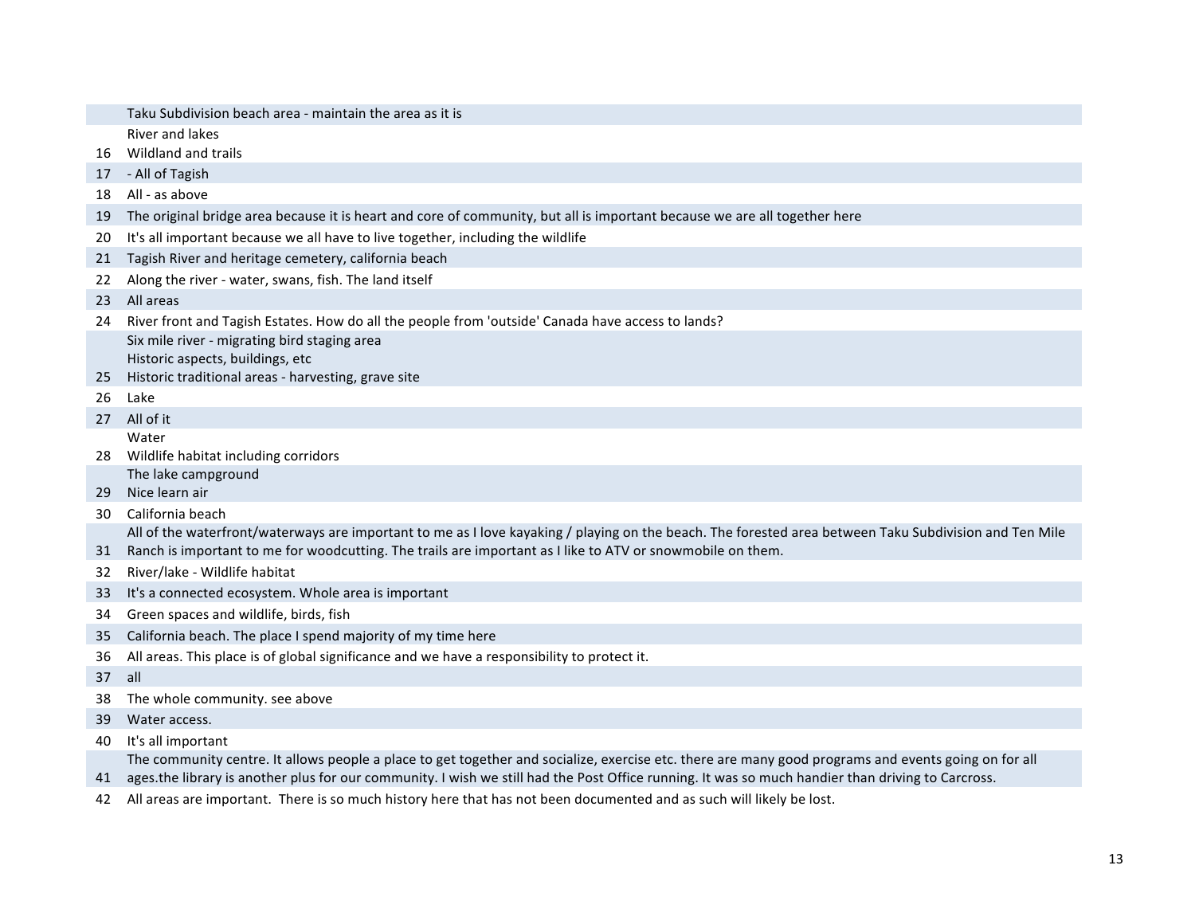| | |
|---|---|
| | Taku Subdivision beach area - maintain the area as it is<br>River and lakes |
| 16 | Wildland and trails |
| 17 | - All of Tagish |
| 18 | All - as above |
| 19 | The original bridge area because it is heart and core of community, but all is important because we are all together here |
| 20 | It's all important because we all have to live together, including the wildlife |
| 21 | Tagish River and heritage cemetery, california beach |
| 22 | Along the river - water, swans, fish. The land itself |
| 23 | All areas |
| 24 | River front and Tagish Estates. How do all the people from 'outside' Canada have access to lands? |
| 25 | Six mile river - migrating bird staging area<br>Historic aspects, buildings, etc<br>Historic traditional areas - harvesting, grave site |
| 26 | Lake |
| 27 | All of it |
| 28 | Water<br>Wildlife habitat including corridors |
| 29 | The lake campground<br>Nice learn air |
| 30 | California beach |
| 31 | All of the waterfront/waterways are important to me as I love kayaking / playing on the beach. The forested area between Taku Subdivision and Ten Mile Ranch is important to me for woodcutting. The trails are important as I like to ATV or snowmobile on them. |
| 32 | River/lake - Wildlife habitat |
| 33 | It's a connected ecosystem. Whole area is important |
| 34 | Green spaces and wildlife, birds, fish |
| 35 | California beach. The place I spend majority of my time here |
| 36 | All areas. This place is of global significance and we have a responsibility to protect it. |
| 37 | all |
| 38 | The whole community. see above |
| 39 | Water access. |
| 40 | It's all important |
| 41 | The community centre. It allows people a place to get together and socialize, exercise etc. there are many good programs and events going on for all ages.the library is another plus for our community. I wish we still had the Post Office running. It was so much handier than driving to Carcross. |
| 42 | All areas are important. There is so much history here that has not been documented and as such will likely be lost. |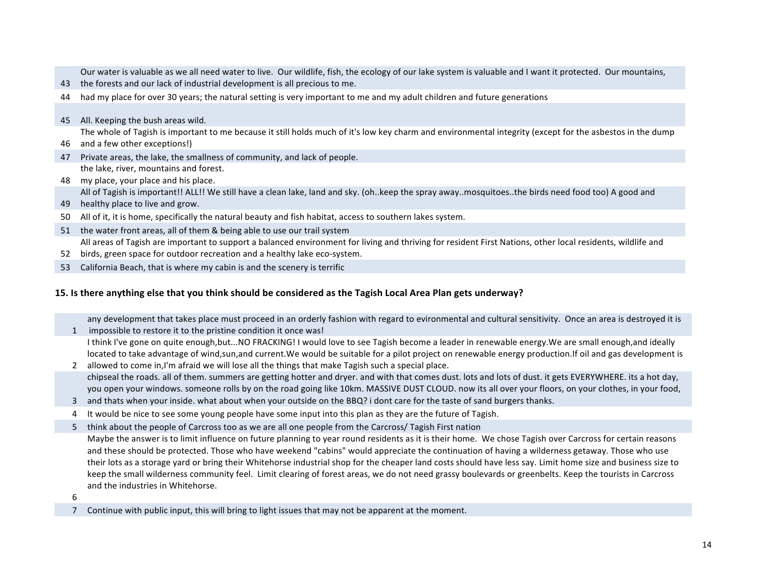| | |
|---|---|
| 43 | Our water is valuable as we all need water to live. Our wildlife, fish, the ecology of our lake system is valuable and I want it protected. Our mountains, the forests and our lack of industrial development is all precious to me. |
| 44 | had my place for over 30 years; the natural setting is very important to me and my adult children and future generations |
| 45 | All. Keeping the bush areas wild. |
| 46 | The whole of Tagish is important to me because it still holds much of it's low key charm and environmental integrity (except for the asbestos in the dump and a few other exceptions!) |
| 47 | Private areas, the lake, the smallness of community, and lack of people. |
| 48 | the lake, river, mountains and forest. my place, your place and his place. |
| 49 | All of Tagish is important!! ALL!! We still have a clean lake, land and sky. (oh..keep the spray away..mosquitoes..the birds need food too) A good and healthy place to live and grow. |
| 50 | All of it, it is home, specifically the natural beauty and fish habitat, access to southern lakes system. |
| 51 | the water front areas, all of them & being able to use our trail system |
| 52 | All areas of Tagish are important to support a balanced environment for living and thriving for resident First Nations, other local residents, wildlife and birds, green space for outdoor recreation and a healthy lake eco-system. |
| 53 | California Beach, that is where my cabin is and the scenery is terrific |

**15. Is there anything else that you think should be considered as the Tagish Local Area Plan gets underway?**

| | |
|---|---|
| 1 | any development that takes place must proceed in an orderly fashion with regard to evironmental and cultural sensitivity. Once an area is destroyed it is impossible to restore it to the pristine condition it once was! |
| 2 | I think I've gone on quite enough,but...NO FRACKING! I would love to see Tagish become a leader in renewable energy.We are small enough,and ideally located to take advantage of wind,sun,and current.We would be suitable for a pilot project on renewable energy production.If oil and gas development is allowed to come in,I'm afraid we will lose all the things that make Tagish such a special place. |
| 3 | chipseal the roads. all of them. summers are getting hotter and dryer. and with that comes dust. lots and lots of dust. it gets EVERYWHERE. its a hot day, you open your windows. someone rolls by on the road going like 10km. MASSIVE DUST CLOUD. now its all over your floors, on your clothes, in your food, and thats when your inside. what about when your outside on the BBQ? i dont care for the taste of sand burgers thanks. |
| 4 | It would be nice to see some young people have some input into this plan as they are the future of Tagish. |
| 5 | think about the people of Carcross too as we are all one people from the Carcross/ Tagish First nation |
| 6 | Maybe the answer is to limit influence on future planning to year round residents as it is their home. We chose Tagish over Carcross for certain reasons and these should be protected. Those who have weekend "cabins" would appreciate the continuation of having a wilderness getaway. Those who use their lots as a storage yard or bring their Whitehorse industrial shop for the cheaper land costs should have less say. Limit home size and business size to keep the small wilderness community feel. Limit clearing of forest areas, we do not need grassy boulevards or greenbelts. Keep the tourists in Carcross and the industries in Whitehorse. |
| 7 | Continue with public input, this will bring to light issues that may not be apparent at the moment. |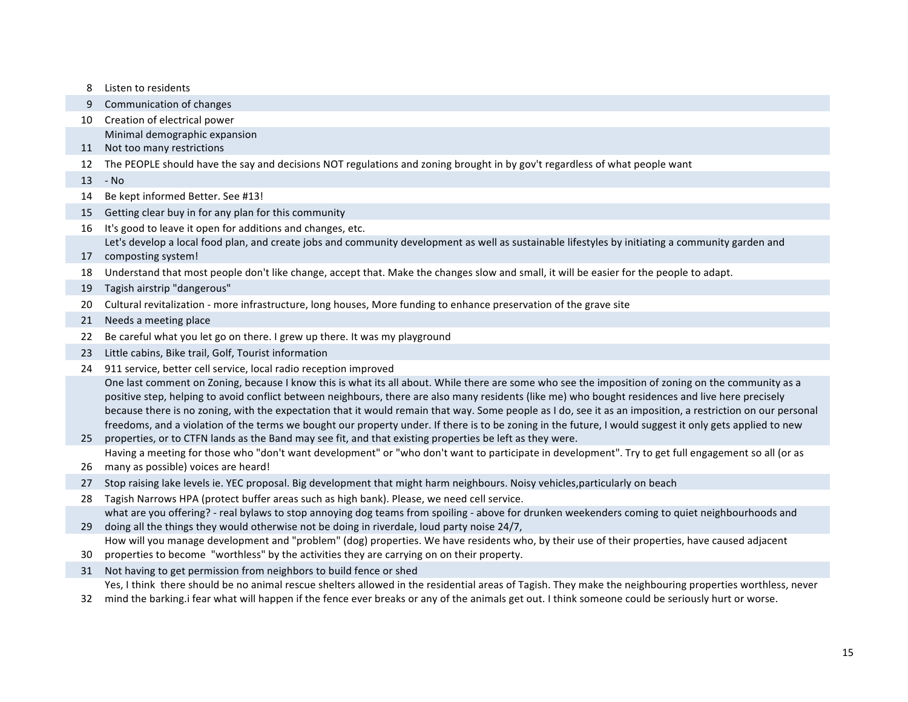| | |
|---|---|
| 8 | Listen to residents |
| 9 | Communication of changes |
| 10 | Creation of electrical power |
| 11 | Minimal demographic expansion<br>Not too many restrictions |
| 12 | The PEOPLE should have the say and decisions NOT regulations and zoning brought in by gov't regardless of what people want |
| 13 | - No |
| 14 | Be kept informed Better. See #13! |
| 15 | Getting clear buy in for any plan for this community |
| 16 | It's good to leave it open for additions and changes, etc. |
| 17 | Let's develop a local food plan, and create jobs and community development as well as sustainable lifestyles by initiating a community garden and composting system! |
| 18 | Understand that most people don't like change, accept that. Make the changes slow and small, it will be easier for the people to adapt. |
| 19 | Tagish airstrip "dangerous" |
| 20 | Cultural revitalization - more infrastructure, long houses, More funding to enhance preservation of the grave site |
| 21 | Needs a meeting place |
| 22 | Be careful what you let go on there. I grew up there. It was my playground |
| 23 | Little cabins, Bike trail, Golf, Tourist information |
| 24 | 911 service, better cell service, local radio reception improved |
| 25 | One last comment on Zoning, because I know this is what its all about. While there are some who see the imposition of zoning on the community as a positive step, helping to avoid conflict between neighbours, there are also many residents (like me) who bought residences and live here precisely because there is no zoning, with the expectation that it would remain that way. Some people as I do, see it as an imposition, a restriction on our personal freedoms, and a violation of the terms we bought our property under. If there is to be zoning in the future, I would suggest it only gets applied to new properties, or to CTFN lands as the Band may see fit, and that existing properties be left as they were. |
| 26 | Having a meeting for those who "don't want development" or "who don't want to participate in development". Try to get full engagement so all (or as many as possible) voices are heard! |
| 27 | Stop raising lake levels ie. YEC proposal. Big development that might harm neighbours. Noisy vehicles,particularly on beach |
| 28 | Tagish Narrows HPA (protect buffer areas such as high bank). Please, we need cell service. |
| 29 | what are you offering? - real bylaws to stop annoying dog teams from spoiling - above for drunken weekenders coming to quiet neighbourhoods and doing all the things they would otherwise not be doing in riverdale, loud party noise 24/7, |
| 30 | How will you manage development and "problem" (dog) properties. We have residents who, by their use of their properties, have caused adjacent properties to become "worthless" by the activities they are carrying on on their property. |
| 31 | Not having to get permission from neighbors to build fence or shed |
| 32 | Yes, I think there should be no animal rescue shelters allowed in the residential areas of Tagish. They make the neighbouring properties worthless, never mind the barking.i fear what will happen if the fence ever breaks or any of the animals get out. I think someone could be seriously hurt or worse. |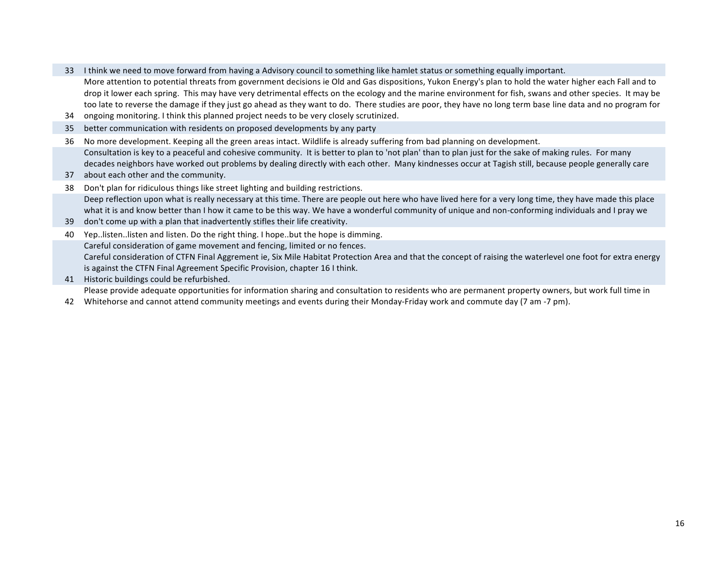| | |
|---|---|
| 33 | I think we need to move forward from having a Advisory council to something like hamlet status or something equally important. |
| 34 | More attention to potential threats from government decisions ie Old and Gas dispositions, Yukon Energy's plan to hold the water higher each Fall and to drop it lower each spring. This may have very detrimental effects on the ecology and the marine environment for fish, swans and other species. It may be too late to reverse the damage if they just go ahead as they want to do. There studies are poor, they have no long term base line data and no program for ongoing monitoring. I think this planned project needs to be very closely scrutinized. |
| 35 | better communication with residents on proposed developments by any party |
| 36 | No more development. Keeping all the green areas intact. Wildlife is already suffering from bad planning on development. |
| 37 | Consultation is key to a peaceful and cohesive community. It is better to plan to 'not plan' than to plan just for the sake of making rules. For many decades neighbors have worked out problems by dealing directly with each other. Many kindnesses occur at Tagish still, because people generally care about each other and the community. |
| 38 | Don't plan for ridiculous things like street lighting and building restrictions. |
| 39 | Deep reflection upon what is really necessary at this time. There are people out here who have lived here for a very long time, they have made this place what it is and know better than I how it came to be this way. We have a wonderful community of unique and non-conforming individuals and I pray we don't come up with a plan that inadvertently stifles their life creativity. |
| 40 | Yep..listen..listen and listen. Do the right thing. I hope..but the hope is dimming. |
| 41 | Careful consideration of game movement and fencing, limited or no fences.<br>Careful consideration of CTFN Final Aggrement ie, Six Mile Habitat Protection Area and that the concept of raising the waterlevel one foot for extra energy is against the CTFN Final Agreement Specific Provision, chapter 16 I think.<br>Historic buildings could be refurbished. |
| 42 | Please provide adequate opportunities for information sharing and consultation to residents who are permanent property owners, but work full time in Whitehorse and cannot attend community meetings and events during their Monday-Friday work and commute day (7 am -7 pm). |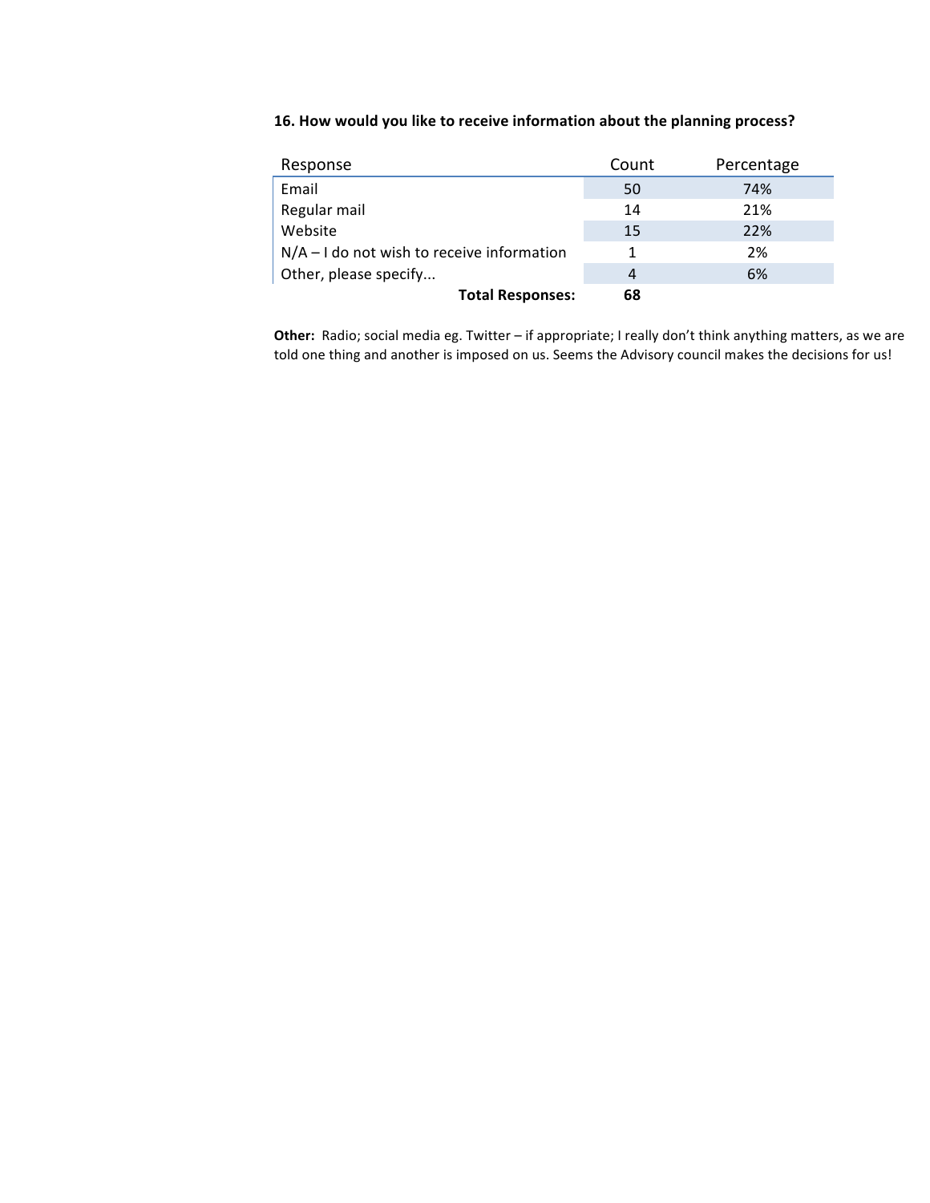**16. How would you like to receive information about the planning process?**

| Response | Count | Percentage |
| --- | --- | --- |
| Email | 50 | 74% |
| Regular mail | 14 | 21% |
| Website | 15 | 22% |
| N/A – I do not wish to receive information | 1 | 2% |
| Other, please specify... | 4 | 6% |
| **Total Responses:** | **68** | |

**Other:** Radio; social media eg. Twitter – if appropriate; I really don't think anything matters, as we are told one thing and another is imposed on us. Seems the Advisory council makes the decisions for us!